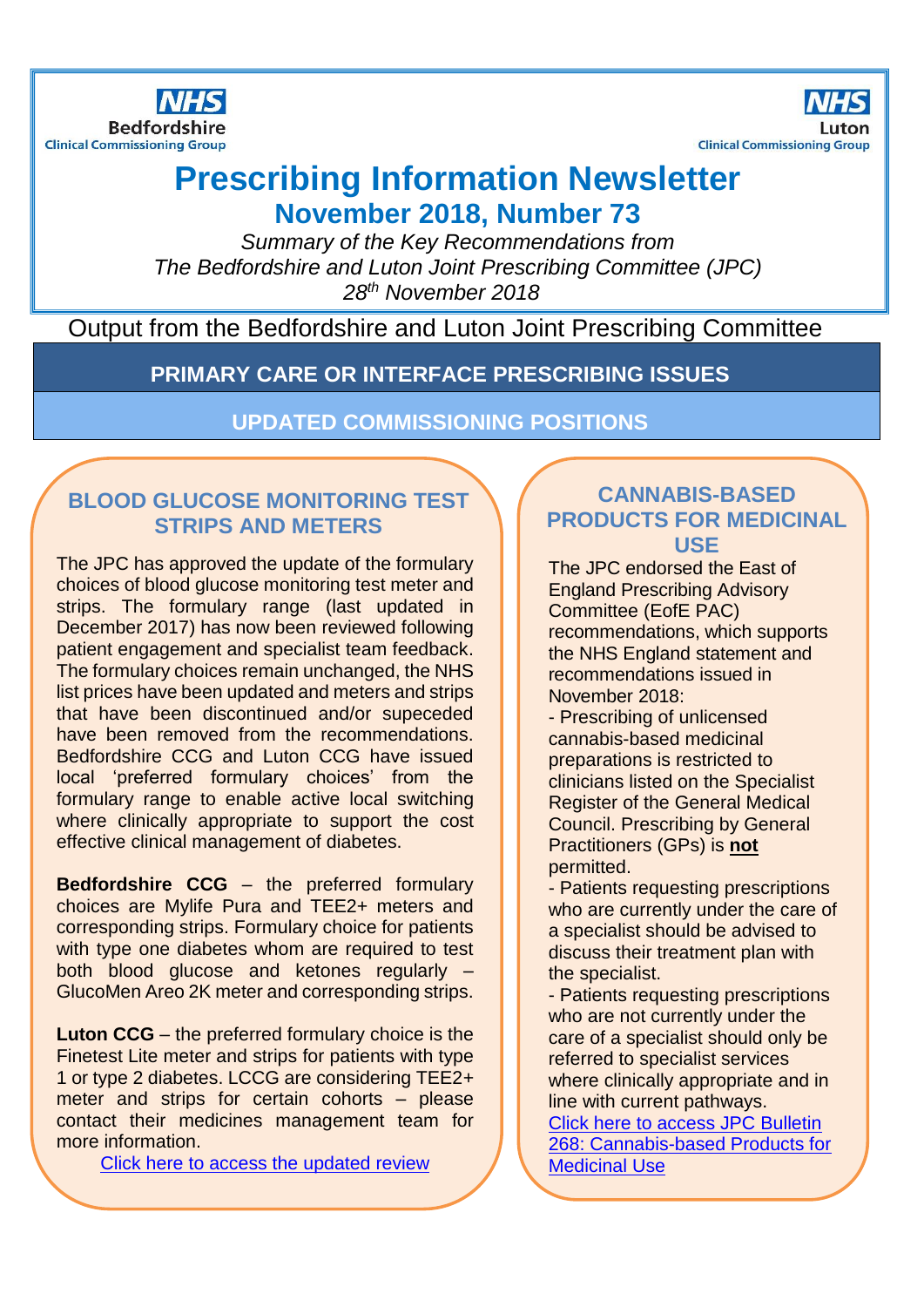NHS Bedfordshire Clinical Commissioning Group

NHS Luton Clinical Commissioning Group

# Prescribing Information Newsletter

## November 2018, Number 73

*Summary of the Key Recommendations from*
*The Bedfordshire and Luton Joint Prescribing Committee (JPC)*
*28th November 2018*

Output from the Bedfordshire and Luton Joint Prescribing Committee

## PRIMARY CARE OR INTERFACE PRESCRIBING ISSUES

## UPDATED COMMISSIONING POSITIONS

### BLOOD GLUCOSE MONITORING TEST STRIPS AND METERS

The JPC has approved the update of the formulary choices of blood glucose monitoring test meter and strips. The formulary range (last updated in December 2017) has now been reviewed following patient engagement and specialist team feedback. The formulary choices remain unchanged, the NHS list prices have been updated and meters and strips that have been discontinued and/or supeceded have been removed from the recommendations. Bedfordshire CCG and Luton CCG have issued local 'preferred formulary choices' from the formulary range to enable active local switching where clinically appropriate to support the cost effective clinical management of diabetes.

**Bedfordshire CCG** – the preferred formulary choices are Mylife Pura and TEE2+ meters and corresponding strips. Formulary choice for patients with type one diabetes whom are required to test both blood glucose and ketones regularly – GlucoMen Areo 2K meter and corresponding strips.

**Luton CCG** – the preferred formulary choice is the Finetest Lite meter and strips for patients with type 1 or type 2 diabetes. LCCG are considering TEE2+ meter and strips for certain cohorts – please contact their medicines management team for more information.

[Click here to access the updated review]

### CANNABIS-BASED PRODUCTS FOR MEDICINAL USE

The JPC endorsed the East of England Prescribing Advisory Committee (EofE PAC) recommendations, which supports the NHS England statement and recommendations issued in November 2018:

- Prescribing of unlicensed cannabis-based medicinal preparations is restricted to clinicians listed on the Specialist Register of the General Medical Council. Prescribing by General Practitioners (GPs) is **not** permitted.
- Patients requesting prescriptions who are currently under the care of a specialist should be advised to discuss their treatment plan with the specialist.
- Patients requesting prescriptions who are not currently under the care of a specialist should only be referred to specialist services where clinically appropriate and in line with current pathways.

[Click here to access JPC Bulletin 268: Cannabis-based Products for Medicinal Use]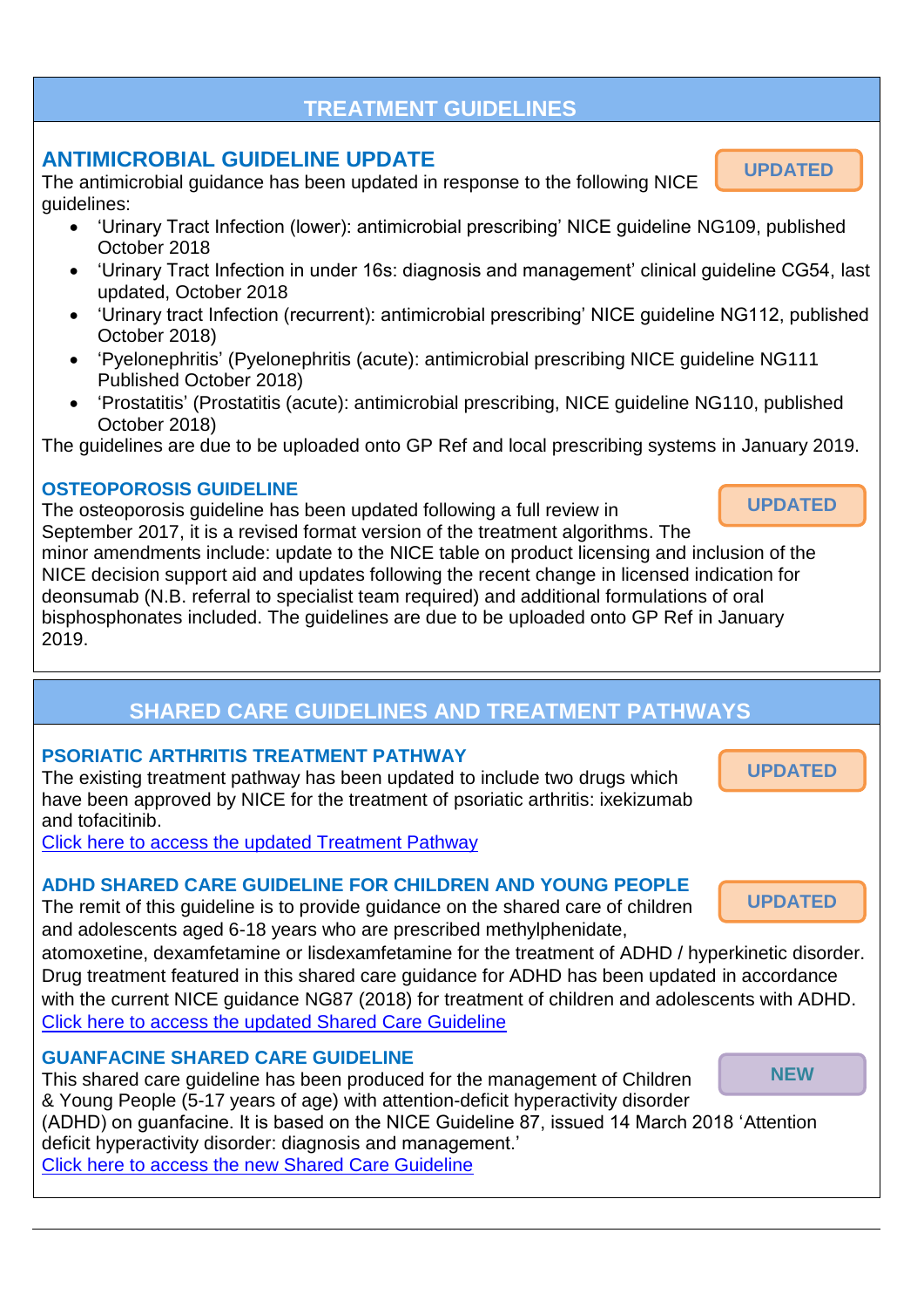## TREATMENT GUIDELINES

### ANTIMICROBIAL GUIDELINE UPDATE

**UPDATED**

The antimicrobial guidance has been updated in response to the following NICE guidelines:

- 'Urinary Tract Infection (lower): antimicrobial prescribing' NICE guideline NG109, published October 2018
- 'Urinary Tract Infection in under 16s: diagnosis and management' clinical guideline CG54, last updated, October 2018
- 'Urinary tract Infection (recurrent): antimicrobial prescribing' NICE guideline NG112, published October 2018)
- 'Pyelonephritis' (Pyelonephritis (acute): antimicrobial prescribing NICE guideline NG111 Published October 2018)
- 'Prostatitis' (Prostatitis (acute): antimicrobial prescribing, NICE guideline NG110, published October 2018)

The guidelines are due to be uploaded onto GP Ref and local prescribing systems in January 2019.

### OSTEOPOROSIS GUIDELINE

**UPDATED**

The osteoporosis guideline has been updated following a full review in September 2017, it is a revised format version of the treatment algorithms. The minor amendments include: update to the NICE table on product licensing and inclusion of the NICE decision support aid and updates following the recent change in licensed indication for deonsumab (N.B. referral to specialist team required) and additional formulations of oral bisphosphonates included. The guidelines are due to be uploaded onto GP Ref in January 2019.

## SHARED CARE GUIDELINES AND TREATMENT PATHWAYS

### PSORIATIC ARTHRITIS TREATMENT PATHWAY

**UPDATED**

The existing treatment pathway has been updated to include two drugs which have been approved by NICE for the treatment of psoriatic arthritis: ixekizumab and tofacitinib.

Click here to access the updated Treatment Pathway

### ADHD SHARED CARE GUIDELINE FOR CHILDREN AND YOUNG PEOPLE

**UPDATED**

The remit of this guideline is to provide guidance on the shared care of children and adolescents aged 6-18 years who are prescribed methylphenidate, atomoxetine, dexamfetamine or lisdexamfetamine for the treatment of ADHD / hyperkinetic disorder. Drug treatment featured in this shared care guidance for ADHD has been updated in accordance with the current NICE guidance NG87 (2018) for treatment of children and adolescents with ADHD.

Click here to access the updated Shared Care Guideline

### GUANFACINE SHARED CARE GUIDELINE

**NEW**

This shared care guideline has been produced for the management of Children & Young People (5-17 years of age) with attention-deficit hyperactivity disorder (ADHD) on guanfacine. It is based on the NICE Guideline 87, issued 14 March 2018 'Attention deficit hyperactivity disorder: diagnosis and management.'

Click here to access the new Shared Care Guideline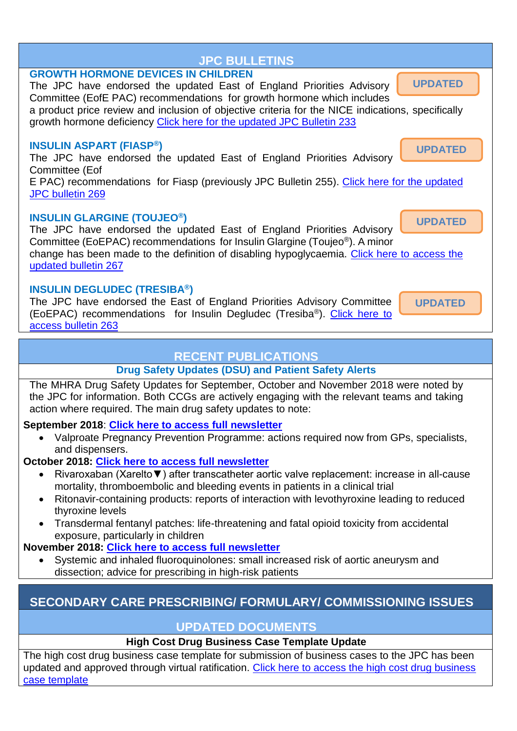## JPC BULLETINS

### GROWTH HORMONE DEVICES IN CHILDREN

**UPDATED**

The JPC have endorsed the updated East of England Priorities Advisory Committee (EofE PAC) recommendations for growth hormone which includes a product price review and inclusion of objective criteria for the NICE indications, specifically growth hormone deficiency Click here for the updated JPC Bulletin 233

### INSULIN ASPART (FIASP®)

**UPDATED**

The JPC have endorsed the updated East of England Priorities Advisory Committee (Eof E PAC) recommendations for Fiasp (previously JPC Bulletin 255). Click here for the updated JPC bulletin 269

### INSULIN GLARGINE (TOUJEO®)

**UPDATED**

The JPC have endorsed the updated East of England Priorities Advisory Committee (EoEPAC) recommendations for Insulin Glargine (Toujeo®). A minor change has been made to the definition of disabling hypoglycaemia. Click here to access the updated bulletin 267

### INSULIN DEGLUDEC (TRESIBA®)

**UPDATED**

The JPC have endorsed the East of England Priorities Advisory Committee (EoEPAC) recommendations for Insulin Degludec (Tresiba®). Click here to access bulletin 263

## RECENT PUBLICATIONS

### Drug Safety Updates (DSU) and Patient Safety Alerts

The MHRA Drug Safety Updates for September, October and November 2018 were noted by the JPC for information. Both CCGs are actively engaging with the relevant teams and taking action where required. The main drug safety updates to note:

**September 2018**: **Click here to access full newsletter**

- Valproate Pregnancy Prevention Programme: actions required now from GPs, specialists, and dispensers.

**October 2018: Click here to access full newsletter**

- Rivaroxaban (Xarelto▼) after transcatheter aortic valve replacement: increase in all-cause mortality, thromboembolic and bleeding events in patients in a clinical trial
- Ritonavir-containing products: reports of interaction with levothyroxine leading to reduced thyroxine levels
- Transdermal fentanyl patches: life-threatening and fatal opioid toxicity from accidental exposure, particularly in children

**November 2018: Click here to access full newsletter**

- Systemic and inhaled fluoroquinolones: small increased risk of aortic aneurysm and dissection; advice for prescribing in high-risk patients

## SECONDARY CARE PRESCRIBING/ FORMULARY/ COMMISSIONING ISSUES

## UPDATED DOCUMENTS

### High Cost Drug Business Case Template Update

The high cost drug business case template for submission of business cases to the JPC has been updated and approved through virtual ratification. Click here to access the high cost drug business case template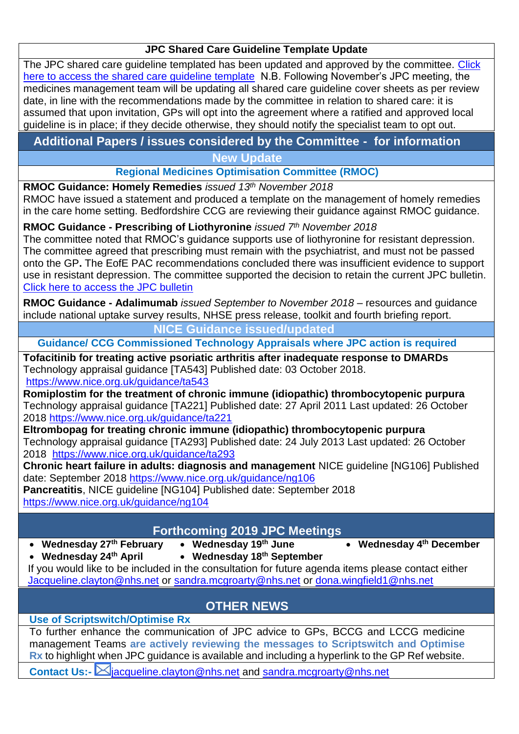## JPC Shared Care Guideline Template Update

The JPC shared care guideline templated has been updated and approved by the committee. Click here to access the shared care guideline template N.B. Following November's JPC meeting, the medicines management team will be updating all shared care guideline cover sheets as per review date, in line with the recommendations made by the committee in relation to shared care: it is assumed that upon invitation, GPs will opt into the agreement where a ratified and approved local guideline is in place; if they decide otherwise, they should notify the specialist team to opt out.

## Additional Papers / issues considered by the Committee - for information

### New Update

#### Regional Medicines Optimisation Committee (RMOC)

**RMOC Guidance: Homely Remedies** *issued 13th November 2018*
RMOC have issued a statement and produced a template on the management of homely remedies in the care home setting. Bedfordshire CCG are reviewing their guidance against RMOC guidance.

**RMOC Guidance - Prescribing of Liothyronine** *issued 7th November 2018*
The committee noted that RMOC's guidance supports use of liothyronine for resistant depression. The committee agreed that prescribing must remain with the psychiatrist, and must not be passed onto the GP**.** The EofE PAC recommendations concluded there was insufficient evidence to support use in resistant depression. The committee supported the decision to retain the current JPC bulletin. Click here to access the JPC bulletin

**RMOC Guidance - Adalimumab** *issued September to November 2018* – resources and guidance include national uptake survey results, NHSE press release, toolkit and fourth briefing report.

### NICE Guidance issued/updated

#### Guidance/ CCG Commissioned Technology Appraisals where JPC action is required

**Tofacitinib for treating active psoriatic arthritis after inadequate response to DMARDs**
Technology appraisal guidance [TA543] Published date: 03 October 2018.
https://www.nice.org.uk/guidance/ta543

**Romiplostim for the treatment of chronic immune (idiopathic) thrombocytopenic purpura**
Technology appraisal guidance [TA221] Published date: 27 April 2011 Last updated: 26 October 2018 https://www.nice.org.uk/guidance/ta221

**Eltrombopag for treating chronic immune (idiopathic) thrombocytopenic purpura**
Technology appraisal guidance [TA293] Published date: 24 July 2013 Last updated: 26 October 2018 https://www.nice.org.uk/guidance/ta293

**Chronic heart failure in adults: diagnosis and management** NICE guideline [NG106] Published date: September 2018 https://www.nice.org.uk/guidance/ng106

**Pancreatitis**, NICE guideline [NG104] Published date: September 2018
https://www.nice.org.uk/guidance/ng104

## Forthcoming 2019 JPC Meetings

- **Wednesday 27th February**
- **Wednesday 24th April**
- **Wednesday 19th June**
- **Wednesday 18th September**
- **Wednesday 4th December**

If you would like to be included in the consultation for future agenda items please contact either Jacqueline.clayton@nhs.net or sandra.mcgroarty@nhs.net or dona.wingfield1@nhs.net

## OTHER NEWS

**Use of Scriptswitch/Optimise Rx**

To further enhance the communication of JPC advice to GPs, BCCG and LCCG medicine management Teams **are actively reviewing the messages to Scriptswitch and Optimise Rx** to highlight when JPC guidance is available and including a hyperlink to the GP Ref website.

**Contact Us:-** jacqueline.clayton@nhs.net and sandra.mcgroarty@nhs.net